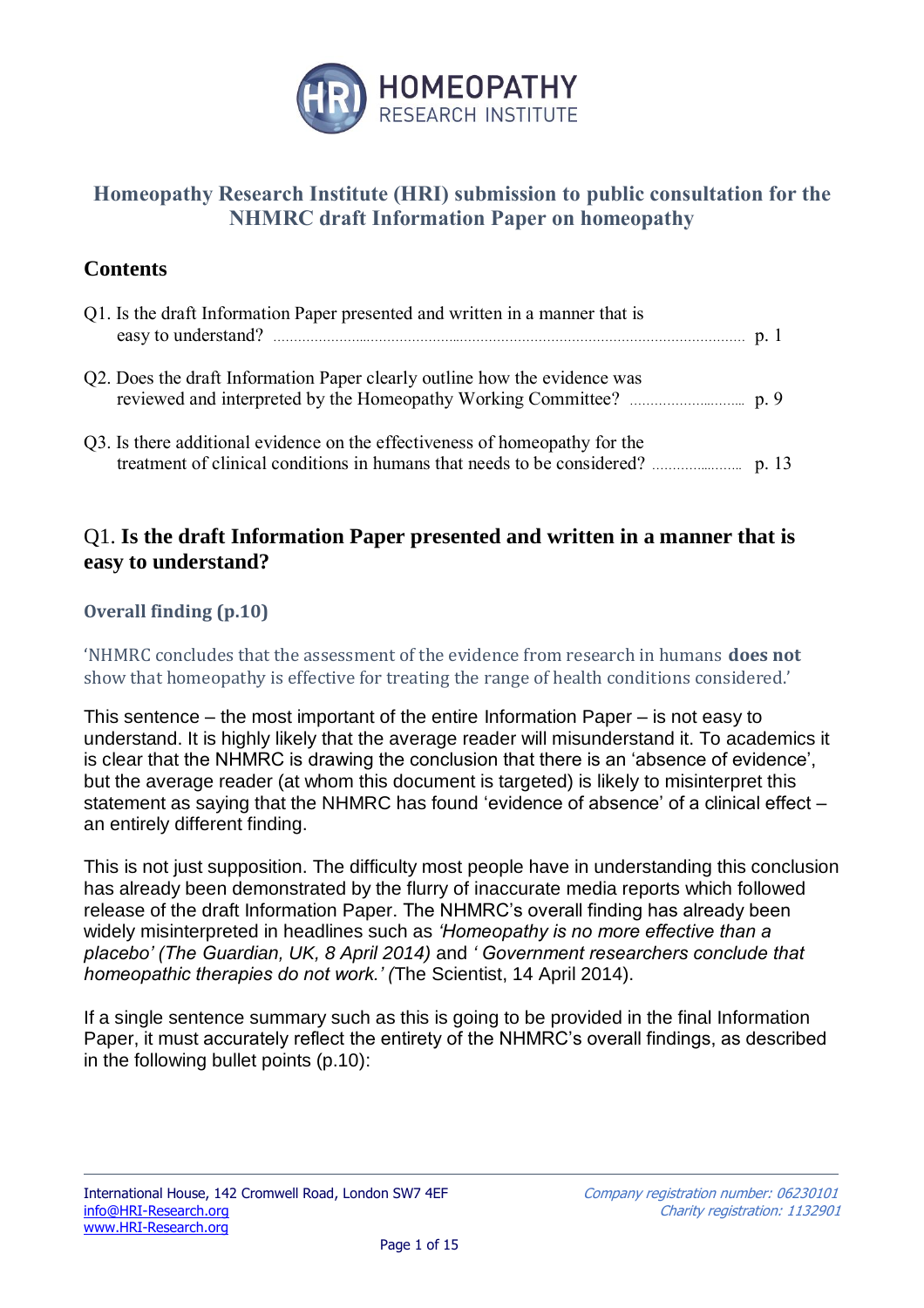# Homeopathy Research Institute (HRI) submission to public consultation for the NHMRC draft Information Paper on homeopathy

## Contents

| | |
|---|---|
| Q1. Is the draft Information Paper presented and written in a manner that is easy to understand? | p. 1 |
| Q2. Does the draft Information Paper clearly outline how the evidence was reviewed and interpreted by the Homeopathy Working Committee? | p. 9 |
| Q3. Is there additional evidence on the effectiveness of homeopathy for the treatment of clinical conditions in humans that needs to be considered? | p. 13 |

## Q1. Is the draft Information Paper presented and written in a manner that is easy to understand?

### Overall finding (p.10)

'NHMRC concludes that the assessment of the evidence from research in humans **does not** show that homeopathy is effective for treating the range of health conditions considered.'

This sentence – the most important of the entire Information Paper – is not easy to understand. It is highly likely that the average reader will misunderstand it. To academics it is clear that the NHMRC is drawing the conclusion that there is an 'absence of evidence', but the average reader (at whom this document is targeted) is likely to misinterpret this statement as saying that the NHMRC has found 'evidence of absence' of a clinical effect – an entirely different finding.

This is not just supposition. The difficulty most people have in understanding this conclusion has already been demonstrated by the flurry of inaccurate media reports which followed release of the draft Information Paper. The NHMRC's overall finding has already been widely misinterpreted in headlines such as *'Homeopathy is no more effective than a placebo' (The Guardian, UK, 8 April 2014)* and *' Government researchers conclude that homeopathic therapies do not work.' (*The Scientist, 14 April 2014).

If a single sentence summary such as this is going to be provided in the final Information Paper, it must accurately reflect the entirety of the NHMRC's overall findings, as described in the following bullet points (p.10):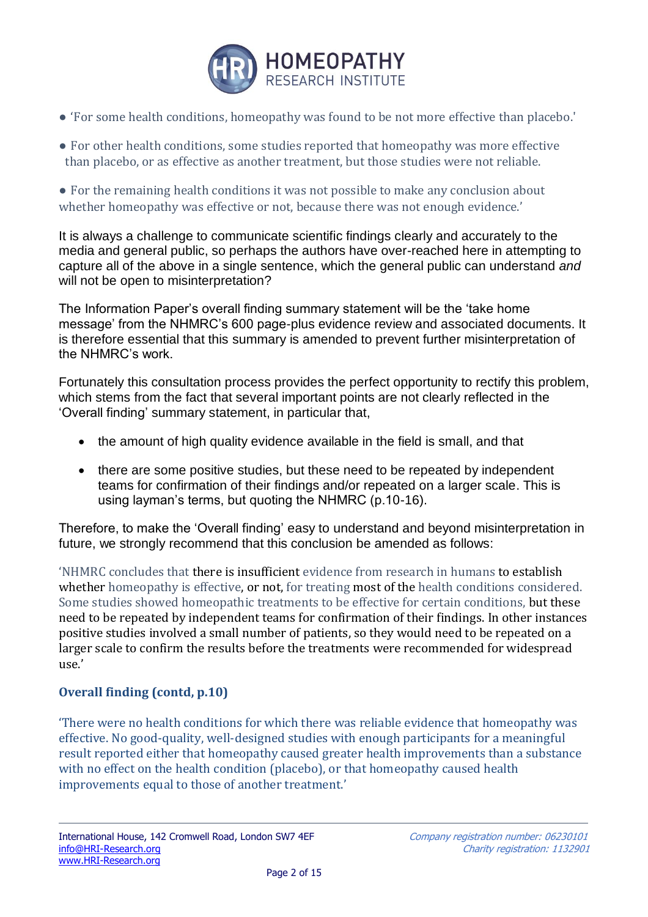- ‘For some health conditions, homeopathy was found to be not more effective than placebo.'

- For other health conditions, some studies reported that homeopathy was more effective than placebo, or as effective as another treatment, but those studies were not reliable.

- For the remaining health conditions it was not possible to make any conclusion about whether homeopathy was effective or not, because there was not enough evidence.’

It is always a challenge to communicate scientific findings clearly and accurately to the media and general public, so perhaps the authors have over-reached here in attempting to capture all of the above in a single sentence, which the general public can understand *and* will not be open to misinterpretation?

The Information Paper’s overall finding summary statement will be the ‘take home message’ from the NHMRC’s 600 page-plus evidence review and associated documents. It is therefore essential that this summary is amended to prevent further misinterpretation of the NHMRC’s work.

Fortunately this consultation process provides the perfect opportunity to rectify this problem, which stems from the fact that several important points are not clearly reflected in the ‘Overall finding’ summary statement, in particular that,

- the amount of high quality evidence available in the field is small, and that
- there are some positive studies, but these need to be repeated by independent teams for confirmation of their findings and/or repeated on a larger scale. This is using layman’s terms, but quoting the NHMRC (p.10-16).

Therefore, to make the ‘Overall finding’ easy to understand and beyond misinterpretation in future, we strongly recommend that this conclusion be amended as follows:

‘NHMRC concludes that there is insufficient evidence from research in humans to establish whether homeopathy is effective, or not, for treating most of the health conditions considered. Some studies showed homeopathic treatments to be effective for certain conditions, but these need to be repeated by independent teams for confirmation of their findings. In other instances positive studies involved a small number of patients, so they would need to be repeated on a larger scale to confirm the results before the treatments were recommended for widespread use.’

### Overall finding (contd, p.10)

‘There were no health conditions for which there was reliable evidence that homeopathy was effective. No good-quality, well-designed studies with enough participants for a meaningful result reported either that homeopathy caused greater health improvements than a substance with no effect on the health condition (placebo), or that homeopathy caused health improvements equal to those of another treatment.’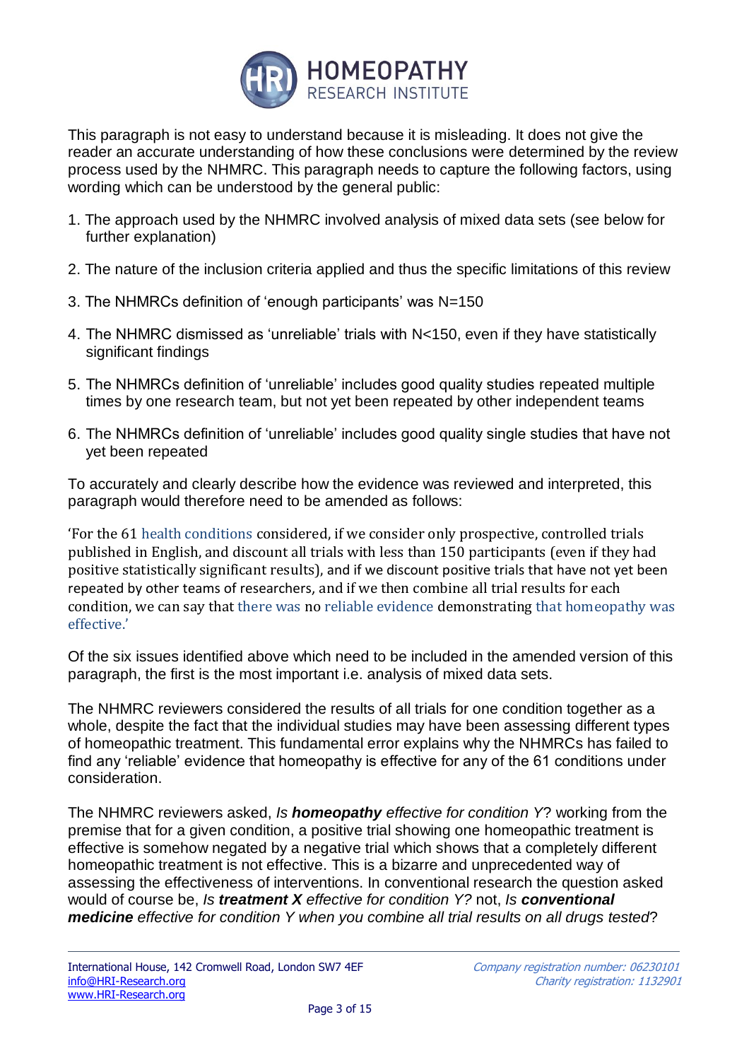This paragraph is not easy to understand because it is misleading. It does not give the reader an accurate understanding of how these conclusions were determined by the review process used by the NHMRC. This paragraph needs to capture the following factors, using wording which can be understood by the general public:

1. The approach used by the NHMRC involved analysis of mixed data sets (see below for further explanation)
2. The nature of the inclusion criteria applied and thus the specific limitations of this review
3. The NHMRCs definition of 'enough participants' was N=150
4. The NHMRC dismissed as 'unreliable' trials with N<150, even if they have statistically significant findings
5. The NHMRCs definition of 'unreliable' includes good quality studies repeated multiple times by one research team, but not yet been repeated by other independent teams
6. The NHMRCs definition of 'unreliable' includes good quality single studies that have not yet been repeated

To accurately and clearly describe how the evidence was reviewed and interpreted, this paragraph would therefore need to be amended as follows:

'For the 61 health conditions considered, if we consider only prospective, controlled trials published in English, and discount all trials with less than 150 participants (even if they had positive statistically significant results), and if we discount positive trials that have not yet been repeated by other teams of researchers, and if we then combine all trial results for each condition, we can say that there was no reliable evidence demonstrating that homeopathy was effective.'

Of the six issues identified above which need to be included in the amended version of this paragraph, the first is the most important i.e. analysis of mixed data sets.

The NHMRC reviewers considered the results of all trials for one condition together as a whole, despite the fact that the individual studies may have been assessing different types of homeopathic treatment. This fundamental error explains why the NHMRCs has failed to find any 'reliable' evidence that homeopathy is effective for any of the 61 conditions under consideration.

The NHMRC reviewers asked, *Is **homeopathy** effective for condition Y*? working from the premise that for a given condition, a positive trial showing one homeopathic treatment is effective is somehow negated by a negative trial which shows that a completely different homeopathic treatment is not effective. This is a bizarre and unprecedented way of assessing the effectiveness of interventions. In conventional research the question asked would of course be, *Is **treatment X** effective for condition Y?* not, *Is **conventional medicine** effective for condition Y when you combine all trial results on all drugs tested*?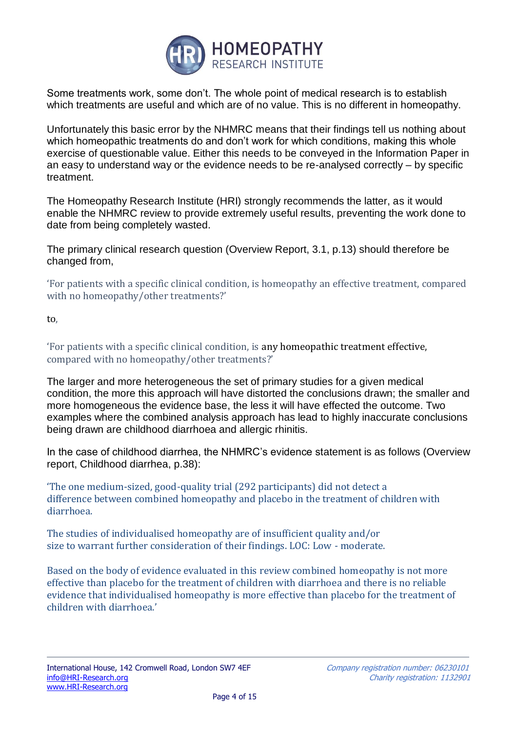Some treatments work, some don't. The whole point of medical research is to establish which treatments are useful and which are of no value. This is no different in homeopathy.

Unfortunately this basic error by the NHMRC means that their findings tell us nothing about which homeopathic treatments do and don't work for which conditions, making this whole exercise of questionable value. Either this needs to be conveyed in the Information Paper in an easy to understand way or the evidence needs to be re-analysed correctly – by specific treatment.

The Homeopathy Research Institute (HRI) strongly recommends the latter, as it would enable the NHMRC review to provide extremely useful results, preventing the work done to date from being completely wasted.

The primary clinical research question (Overview Report, 3.1, p.13) should therefore be changed from,

'For patients with a specific clinical condition, is homeopathy an effective treatment, compared with no homeopathy/other treatments?'

to,

'For patients with a specific clinical condition, is any homeopathic treatment effective, compared with no homeopathy/other treatments?'

The larger and more heterogeneous the set of primary studies for a given medical condition, the more this approach will have distorted the conclusions drawn; the smaller and more homogeneous the evidence base, the less it will have effected the outcome. Two examples where the combined analysis approach has lead to highly inaccurate conclusions being drawn are childhood diarrhoea and allergic rhinitis.

In the case of childhood diarrhea, the NHMRC's evidence statement is as follows (Overview report, Childhood diarrhea, p.38):

'The one medium-sized, good-quality trial (292 participants) did not detect a difference between combined homeopathy and placebo in the treatment of children with diarrhoea.

The studies of individualised homeopathy are of insufficient quality and/or size to warrant further consideration of their findings. LOC: Low - moderate.

Based on the body of evidence evaluated in this review combined homeopathy is not more effective than placebo for the treatment of children with diarrhoea and there is no reliable evidence that individualised homeopathy is more effective than placebo for the treatment of children with diarrhoea.'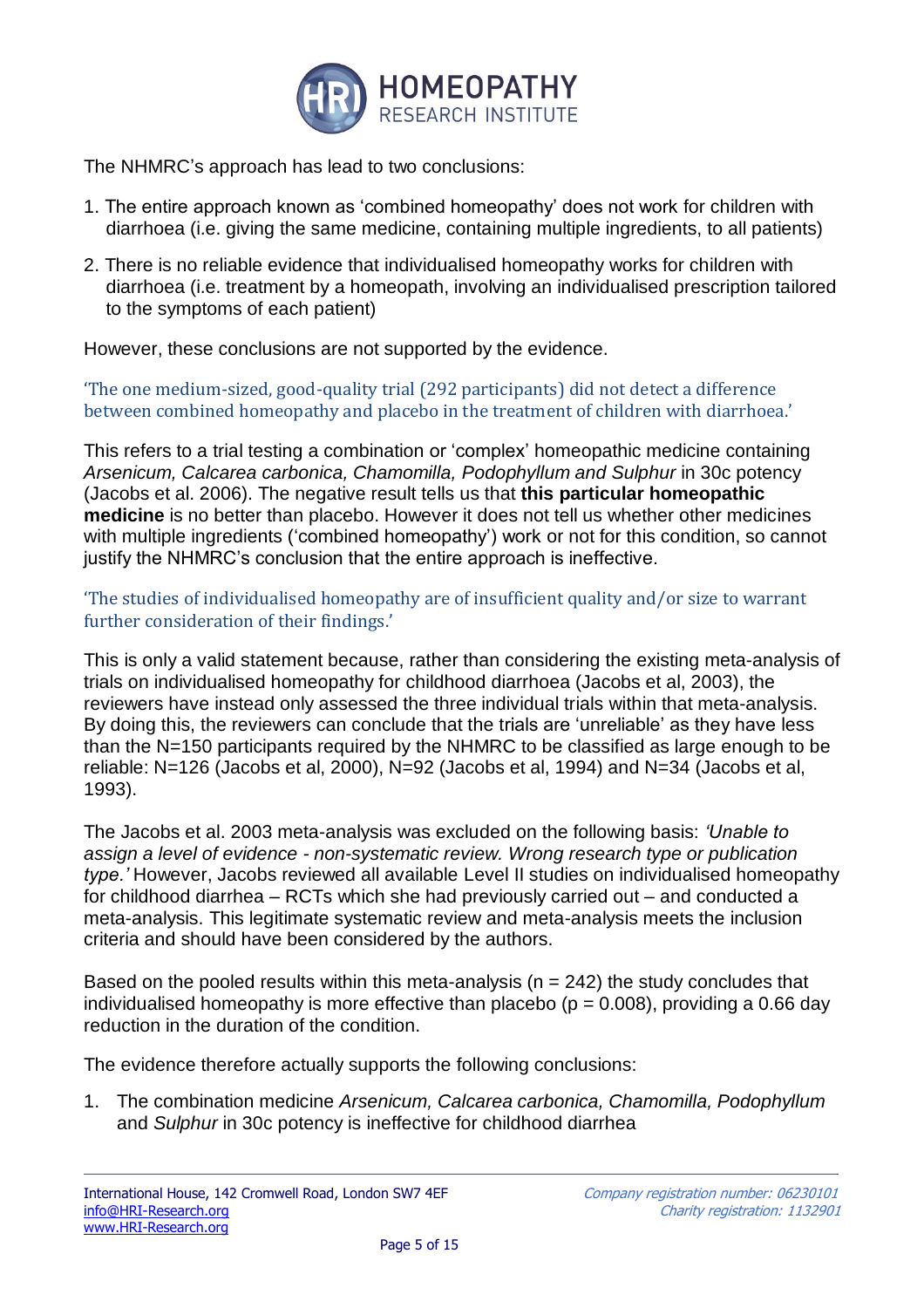The NHMRC's approach has lead to two conclusions:

1. The entire approach known as 'combined homeopathy' does not work for children with diarrhoea (i.e. giving the same medicine, containing multiple ingredients, to all patients)
2. There is no reliable evidence that individualised homeopathy works for children with diarrhoea (i.e. treatment by a homeopath, involving an individualised prescription tailored to the symptoms of each patient)

However, these conclusions are not supported by the evidence.

'The one medium-sized, good-quality trial (292 participants) did not detect a difference between combined homeopathy and placebo in the treatment of children with diarrhoea.'

This refers to a trial testing a combination or 'complex' homeopathic medicine containing *Arsenicum, Calcarea carbonica, Chamomilla, Podophyllum and Sulphur* in 30c potency (Jacobs et al. 2006). The negative result tells us that **this particular homeopathic medicine** is no better than placebo. However it does not tell us whether other medicines with multiple ingredients ('combined homeopathy') work or not for this condition, so cannot justify the NHMRC's conclusion that the entire approach is ineffective.

'The studies of individualised homeopathy are of insufficient quality and/or size to warrant further consideration of their findings.'

This is only a valid statement because, rather than considering the existing meta-analysis of trials on individualised homeopathy for childhood diarrhoea (Jacobs et al, 2003), the reviewers have instead only assessed the three individual trials within that meta-analysis. By doing this, the reviewers can conclude that the trials are 'unreliable' as they have less than the N=150 participants required by the NHMRC to be classified as large enough to be reliable: N=126 (Jacobs et al, 2000), N=92 (Jacobs et al, 1994) and N=34 (Jacobs et al, 1993).

The Jacobs et al. 2003 meta-analysis was excluded on the following basis: *'Unable to assign a level of evidence - non-systematic review. Wrong research type or publication type.'* However, Jacobs reviewed all available Level II studies on individualised homeopathy for childhood diarrhea – RCTs which she had previously carried out – and conducted a meta-analysis. This legitimate systematic review and meta-analysis meets the inclusion criteria and should have been considered by the authors.

Based on the pooled results within this meta-analysis ($n = 242$) the study concludes that individualised homeopathy is more effective than placebo ($p = 0.008$), providing a 0.66 day reduction in the duration of the condition.

The evidence therefore actually supports the following conclusions:

1. The combination medicine *Arsenicum, Calcarea carbonica, Chamomilla, Podophyllum* and *Sulphur* in 30c potency is ineffective for childhood diarrhea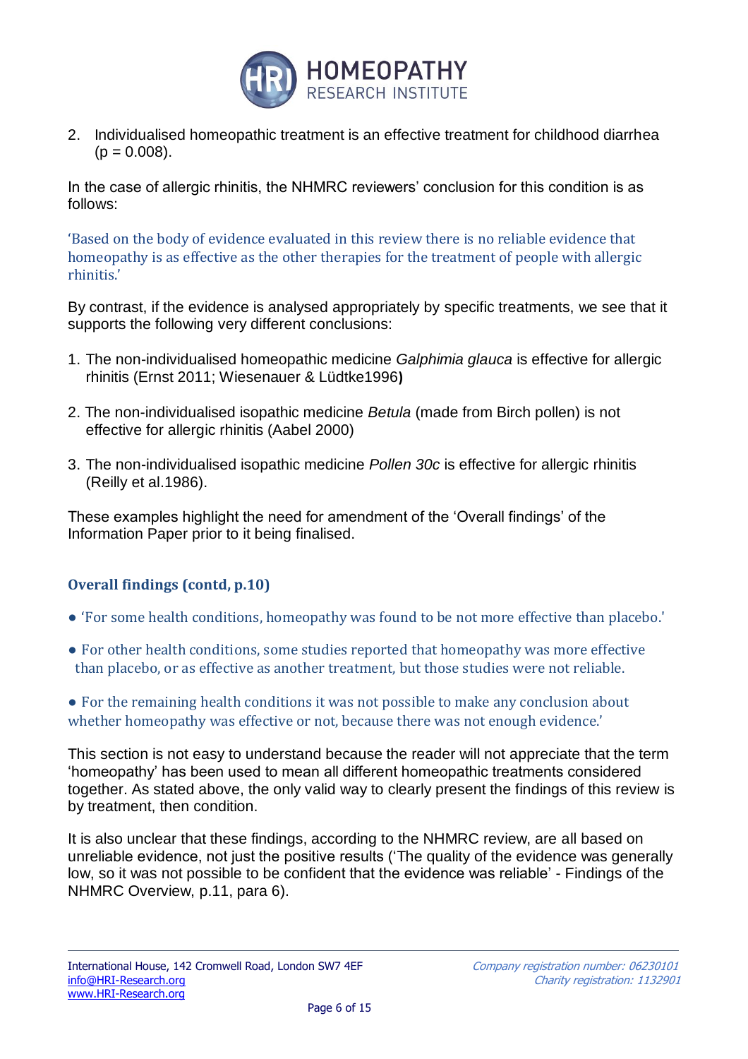2. Individualised homeopathic treatment is an effective treatment for childhood diarrhea ($p = 0.008$).

In the case of allergic rhinitis, the NHMRC reviewers' conclusion for this condition is as follows:

'Based on the body of evidence evaluated in this review there is no reliable evidence that homeopathy is as effective as the other therapies for the treatment of people with allergic rhinitis.'

By contrast, if the evidence is analysed appropriately by specific treatments, we see that it supports the following very different conclusions:

1. The non-individualised homeopathic medicine *Galphimia glauca* is effective for allergic rhinitis (Ernst 2011; Wiesenauer & Lüdtke1996**)**
2. The non-individualised isopathic medicine *Betula* (made from Birch pollen) is not effective for allergic rhinitis (Aabel 2000)
3. The non-individualised isopathic medicine *Pollen 30c* is effective for allergic rhinitis (Reilly et al.1986).

These examples highlight the need for amendment of the 'Overall findings' of the Information Paper prior to it being finalised.

### Overall findings (contd, p.10)

- 'For some health conditions, homeopathy was found to be not more effective than placebo.'
- For other health conditions, some studies reported that homeopathy was more effective than placebo, or as effective as another treatment, but those studies were not reliable.
- For the remaining health conditions it was not possible to make any conclusion about whether homeopathy was effective or not, because there was not enough evidence.'

This section is not easy to understand because the reader will not appreciate that the term 'homeopathy' has been used to mean all different homeopathic treatments considered together. As stated above, the only valid way to clearly present the findings of this review is by treatment, then condition.

It is also unclear that these findings, according to the NHMRC review, are all based on unreliable evidence, not just the positive results ('The quality of the evidence was generally low, so it was not possible to be confident that the evidence was reliable' - Findings of the NHMRC Overview, p.11, para 6).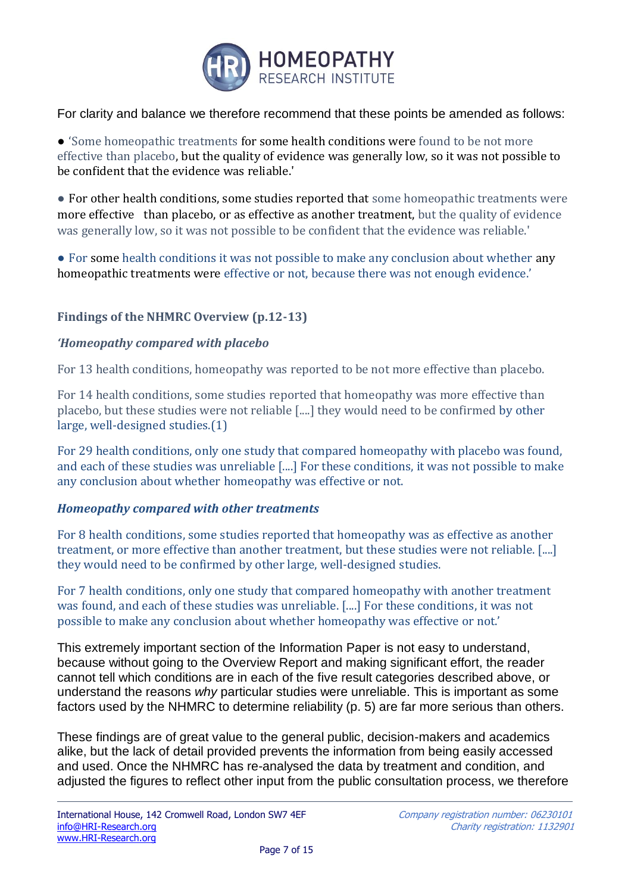For clarity and balance we therefore recommend that these points be amended as follows:

- 'Some homeopathic treatments for some health conditions were found to be not more effective than placebo, but the quality of evidence was generally low, so it was not possible to be confident that the evidence was reliable.'

- For other health conditions, some studies reported that some homeopathic treatments were more effective than placebo, or as effective as another treatment, but the quality of evidence was generally low, so it was not possible to be confident that the evidence was reliable.'

- For some health conditions it was not possible to make any conclusion about whether any homeopathic treatments were effective or not, because there was not enough evidence.'

**Findings of the NHMRC Overview (p.12-13)**

***'Homeopathy compared with placebo***

For 13 health conditions, homeopathy was reported to be not more effective than placebo.

For 14 health conditions, some studies reported that homeopathy was more effective than placebo, but these studies were not reliable [....] they would need to be confirmed by other large, well-designed studies.(1)

For 29 health conditions, only one study that compared homeopathy with placebo was found, and each of these studies was unreliable [....] For these conditions, it was not possible to make any conclusion about whether homeopathy was effective or not.

***Homeopathy compared with other treatments***

For 8 health conditions, some studies reported that homeopathy was as effective as another treatment, or more effective than another treatment, but these studies were not reliable. [....] they would need to be confirmed by other large, well-designed studies.

For 7 health conditions, only one study that compared homeopathy with another treatment was found, and each of these studies was unreliable. [....] For these conditions, it was not possible to make any conclusion about whether homeopathy was effective or not.'

This extremely important section of the Information Paper is not easy to understand, because without going to the Overview Report and making significant effort, the reader cannot tell which conditions are in each of the five result categories described above, or understand the reasons *why* particular studies were unreliable. This is important as some factors used by the NHMRC to determine reliability (p. 5) are far more serious than others.

These findings are of great value to the general public, decision-makers and academics alike, but the lack of detail provided prevents the information from being easily accessed and used. Once the NHMRC has re-analysed the data by treatment and condition, and adjusted the figures to reflect other input from the public consultation process, we therefore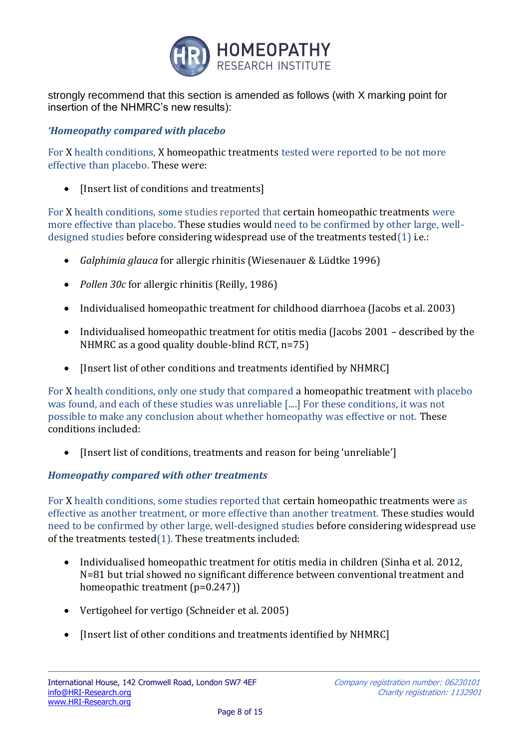strongly recommend that this section is amended as follows (with X marking point for insertion of the NHMRC's new results):

*'Homeopathy compared with placebo*

For X health conditions, X homeopathic treatments tested were reported to be not more effective than placebo. These were:

- [Insert list of conditions and treatments]

For X health conditions, some studies reported that certain homeopathic treatments were more effective than placebo. These studies would need to be confirmed by other large, well-designed studies before considering widespread use of the treatments tested(1) i.e.:

- *Galphimia glauca* for allergic rhinitis (Wiesenauer & Lüdtke 1996)
- *Pollen 30c* for allergic rhinitis (Reilly, 1986)
- Individualised homeopathic treatment for childhood diarrhoea (Jacobs et al. 2003)
- Individualised homeopathic treatment for otitis media (Jacobs 2001 – described by the NHMRC as a good quality double-blind RCT, n=75)
- [Insert list of other conditions and treatments identified by NHMRC]

For X health conditions, only one study that compared a homeopathic treatment with placebo was found, and each of these studies was unreliable [....] For these conditions, it was not possible to make any conclusion about whether homeopathy was effective or not. These conditions included:

- [Insert list of conditions, treatments and reason for being 'unreliable']

*Homeopathy compared with other treatments*

For X health conditions, some studies reported that certain homeopathic treatments were as effective as another treatment, or more effective than another treatment. These studies would need to be confirmed by other large, well-designed studies before considering widespread use of the treatments tested(1). These treatments included:

- Individualised homeopathic treatment for otitis media in children (Sinha et al. 2012, N=81 but trial showed no significant difference between conventional treatment and homeopathic treatment ($p=0.247$))
- Vertigoheel for vertigo (Schneider et al. 2005)
- [Insert list of other conditions and treatments identified by NHMRC]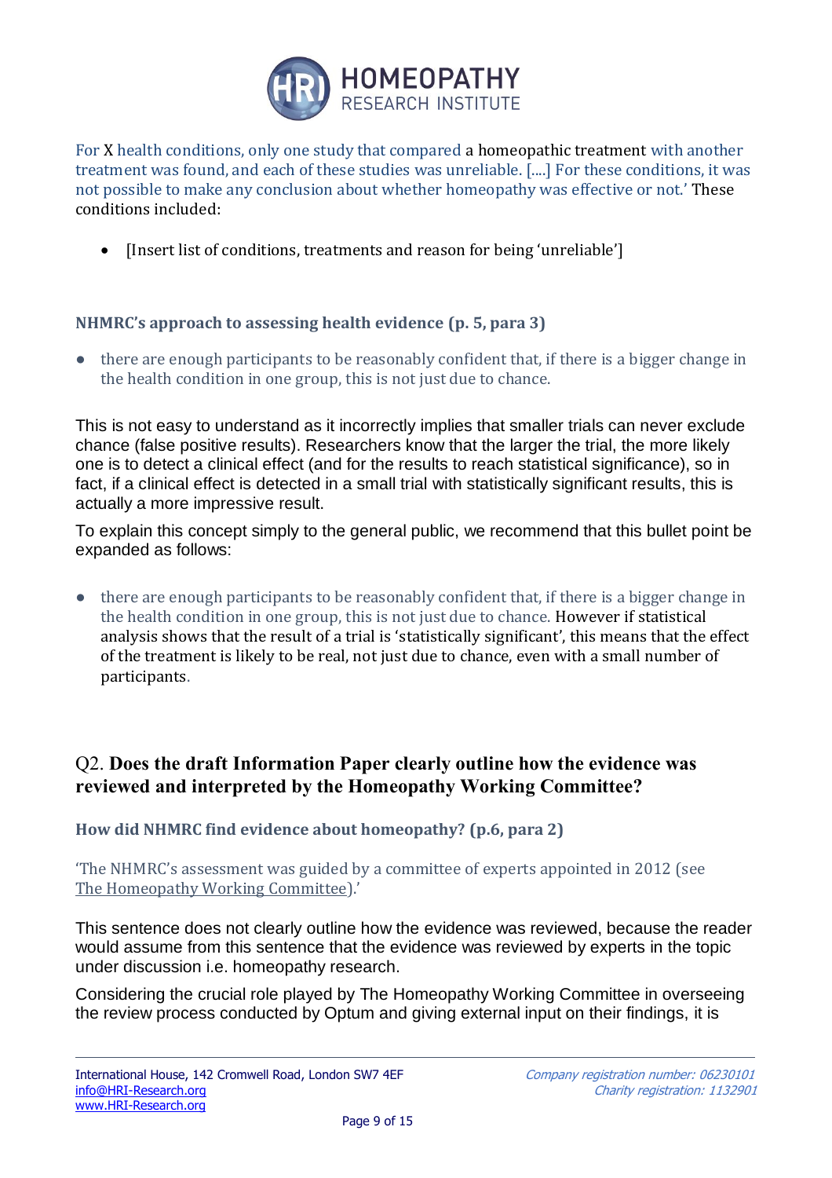For X health conditions, only one study that compared a homeopathic treatment with another treatment was found, and each of these studies was unreliable. [....] For these conditions, it was not possible to make any conclusion about whether homeopathy was effective or not.' These conditions included:

- [Insert list of conditions, treatments and reason for being 'unreliable']

### NHMRC's approach to assessing health evidence (p. 5, para 3)

- there are enough participants to be reasonably confident that, if there is a bigger change in the health condition in one group, this is not just due to chance.

This is not easy to understand as it incorrectly implies that smaller trials can never exclude chance (false positive results). Researchers know that the larger the trial, the more likely one is to detect a clinical effect (and for the results to reach statistical significance), so in fact, if a clinical effect is detected in a small trial with statistically significant results, this is actually a more impressive result.

To explain this concept simply to the general public, we recommend that this bullet point be expanded as follows:

- there are enough participants to be reasonably confident that, if there is a bigger change in the health condition in one group, this is not just due to chance. However if statistical analysis shows that the result of a trial is 'statistically significant', this means that the effect of the treatment is likely to be real, not just due to chance, even with a small number of participants.

## Q2. Does the draft Information Paper clearly outline how the evidence was reviewed and interpreted by the Homeopathy Working Committee?

### How did NHMRC find evidence about homeopathy? (p.6, para 2)

'The NHMRC's assessment was guided by a committee of experts appointed in 2012 (see The Homeopathy Working Committee).'

This sentence does not clearly outline how the evidence was reviewed, because the reader would assume from this sentence that the evidence was reviewed by experts in the topic under discussion i.e. homeopathy research.

Considering the crucial role played by The Homeopathy Working Committee in overseeing the review process conducted by Optum and giving external input on their findings, it is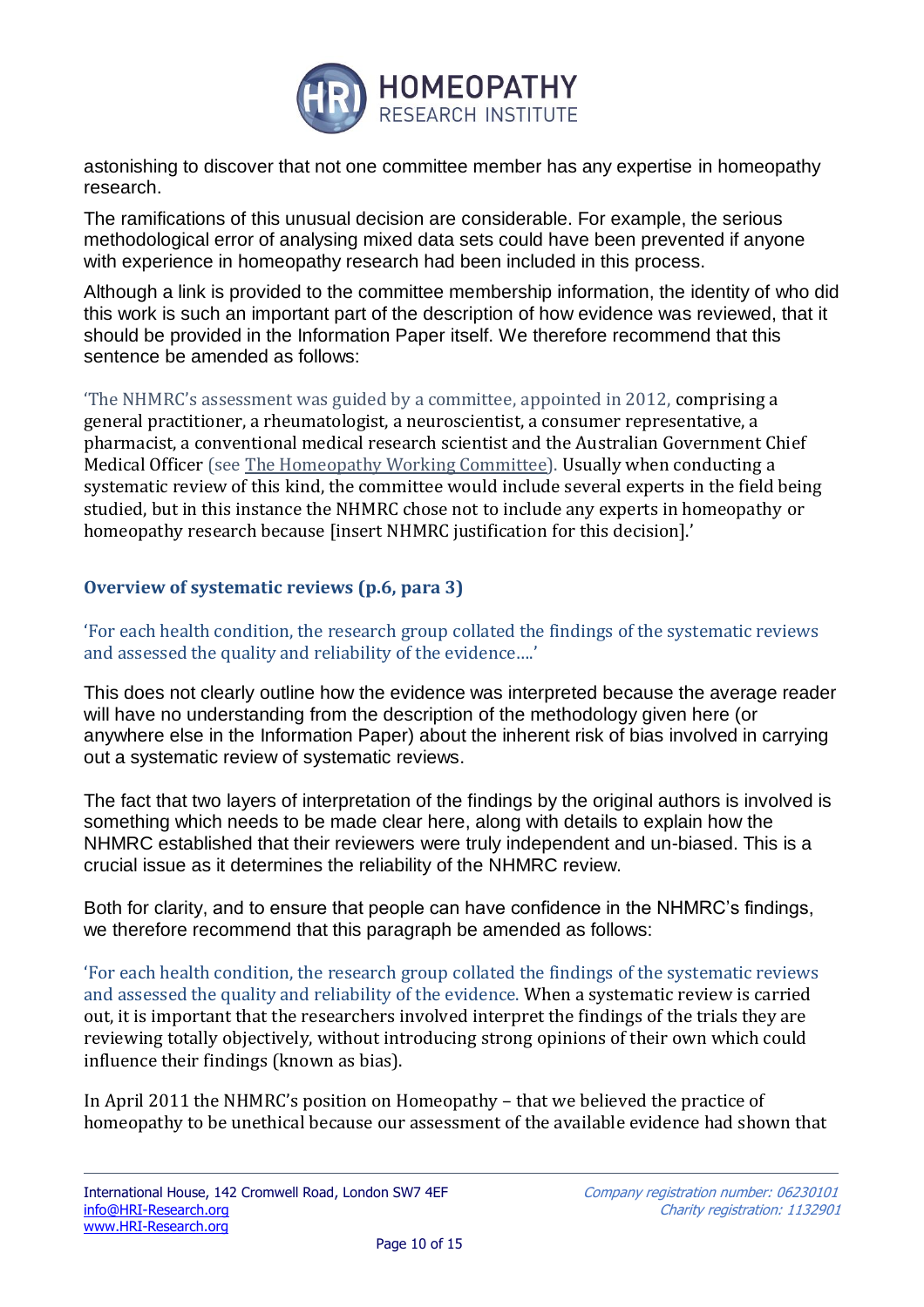astonishing to discover that not one committee member has any expertise in homeopathy research.

The ramifications of this unusual decision are considerable. For example, the serious methodological error of analysing mixed data sets could have been prevented if anyone with experience in homeopathy research had been included in this process.

Although a link is provided to the committee membership information, the identity of who did this work is such an important part of the description of how evidence was reviewed, that it should be provided in the Information Paper itself. We therefore recommend that this sentence be amended as follows:

'The NHMRC's assessment was guided by a committee, appointed in 2012, comprising a general practitioner, a rheumatologist, a neuroscientist, a consumer representative, a pharmacist, a conventional medical research scientist and the Australian Government Chief Medical Officer (see The Homeopathy Working Committee). Usually when conducting a systematic review of this kind, the committee would include several experts in the field being studied, but in this instance the NHMRC chose not to include any experts in homeopathy or homeopathy research because [insert NHMRC justification for this decision].'

### Overview of systematic reviews (p.6, para 3)

'For each health condition, the research group collated the findings of the systematic reviews and assessed the quality and reliability of the evidence….'

This does not clearly outline how the evidence was interpreted because the average reader will have no understanding from the description of the methodology given here (or anywhere else in the Information Paper) about the inherent risk of bias involved in carrying out a systematic review of systematic reviews.

The fact that two layers of interpretation of the findings by the original authors is involved is something which needs to be made clear here, along with details to explain how the NHMRC established that their reviewers were truly independent and un-biased. This is a crucial issue as it determines the reliability of the NHMRC review.

Both for clarity, and to ensure that people can have confidence in the NHMRC's findings, we therefore recommend that this paragraph be amended as follows:

'For each health condition, the research group collated the findings of the systematic reviews and assessed the quality and reliability of the evidence. When a systematic review is carried out, it is important that the researchers involved interpret the findings of the trials they are reviewing totally objectively, without introducing strong opinions of their own which could influence their findings (known as bias).

In April 2011 the NHMRC's position on Homeopathy – that we believed the practice of homeopathy to be unethical because our assessment of the available evidence had shown that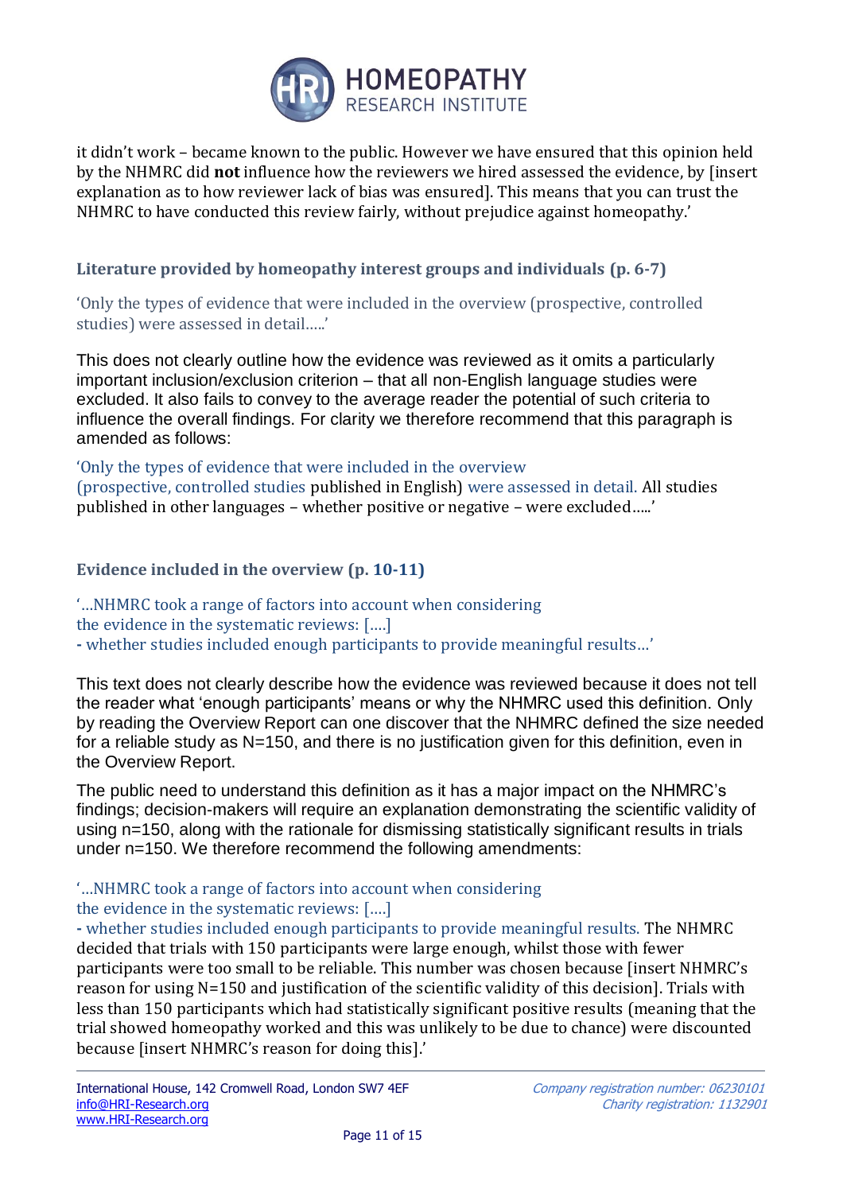it didn't work – became known to the public. However we have ensured that this opinion held by the NHMRC did **not** influence how the reviewers we hired assessed the evidence, by [insert explanation as to how reviewer lack of bias was ensured]. This means that you can trust the NHMRC to have conducted this review fairly, without prejudice against homeopathy.'

### Literature provided by homeopathy interest groups and individuals (p. 6-7)

'Only the types of evidence that were included in the overview (prospective, controlled studies) were assessed in detail…..'

This does not clearly outline how the evidence was reviewed as it omits a particularly important inclusion/exclusion criterion – that all non-English language studies were excluded. It also fails to convey to the average reader the potential of such criteria to influence the overall findings. For clarity we therefore recommend that this paragraph is amended as follows:

'Only the types of evidence that were included in the overview (prospective, controlled studies published in English) were assessed in detail. All studies published in other languages – whether positive or negative – were excluded…..'

### Evidence included in the overview (p. 10-11)

'…NHMRC took a range of factors into account when considering the evidence in the systematic reviews: [….]
- whether studies included enough participants to provide meaningful results…'

This text does not clearly describe how the evidence was reviewed because it does not tell the reader what 'enough participants' means or why the NHMRC used this definition. Only by reading the Overview Report can one discover that the NHMRC defined the size needed for a reliable study as N=150, and there is no justification given for this definition, even in the Overview Report.

The public need to understand this definition as it has a major impact on the NHMRC's findings; decision-makers will require an explanation demonstrating the scientific validity of using n=150, along with the rationale for dismissing statistically significant results in trials under n=150. We therefore recommend the following amendments:

'…NHMRC took a range of factors into account when considering the evidence in the systematic reviews: [….]
- whether studies included enough participants to provide meaningful results. The NHMRC decided that trials with 150 participants were large enough, whilst those with fewer participants were too small to be reliable. This number was chosen because [insert NHMRC's reason for using N=150 and justification of the scientific validity of this decision]. Trials with less than 150 participants which had statistically significant positive results (meaning that the trial showed homeopathy worked and this was unlikely to be due to chance) were discounted because [insert NHMRC's reason for doing this].'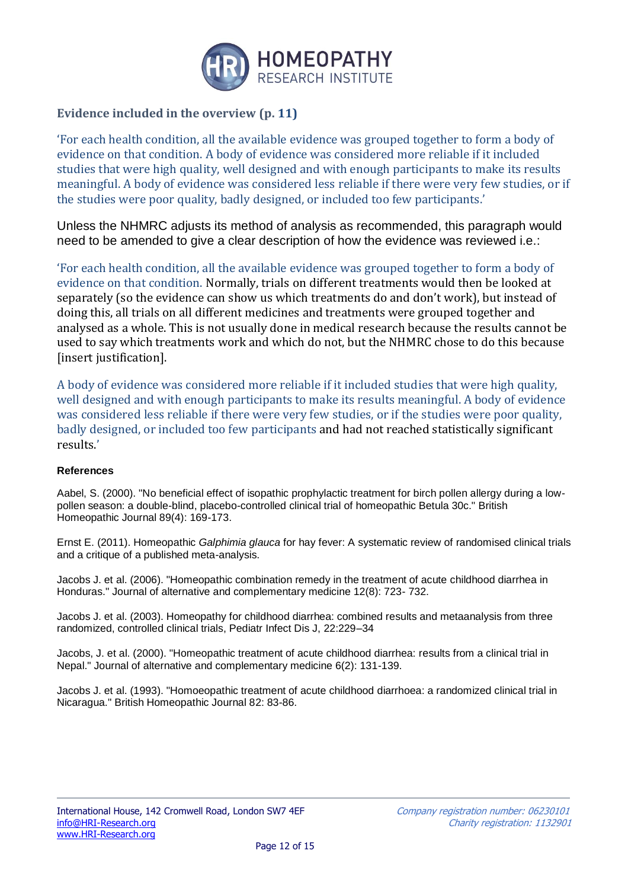## Evidence included in the overview (p. 11)

'For each health condition, all the available evidence was grouped together to form a body of evidence on that condition. A body of evidence was considered more reliable if it included studies that were high quality, well designed and with enough participants to make its results meaningful. A body of evidence was considered less reliable if there were very few studies, or if the studies were poor quality, badly designed, or included too few participants.'

Unless the NHMRC adjusts its method of analysis as recommended, this paragraph would need to be amended to give a clear description of how the evidence was reviewed i.e.:

'For each health condition, all the available evidence was grouped together to form a body of evidence on that condition. Normally, trials on different treatments would then be looked at separately (so the evidence can show us which treatments do and don't work), but instead of doing this, all trials on all different medicines and treatments were grouped together and analysed as a whole. This is not usually done in medical research because the results cannot be used to say which treatments work and which do not, but the NHMRC chose to do this because [insert justification].

A body of evidence was considered more reliable if it included studies that were high quality, well designed and with enough participants to make its results meaningful. A body of evidence was considered less reliable if there were very few studies, or if the studies were poor quality, badly designed, or included too few participants and had not reached statistically significant results.'

**References**

Aabel, S. (2000). "No beneficial effect of isopathic prophylactic treatment for birch pollen allergy during a low-pollen season: a double-blind, placebo-controlled clinical trial of homeopathic Betula 30c." British Homeopathic Journal 89(4): 169-173.

Ernst E. (2011). Homeopathic *Galphimia glauca* for hay fever: A systematic review of randomised clinical trials and a critique of a published meta-analysis.

Jacobs J. et al. (2006). "Homeopathic combination remedy in the treatment of acute childhood diarrhea in Honduras." Journal of alternative and complementary medicine 12(8): 723- 732.

Jacobs J. et al. (2003). Homeopathy for childhood diarrhea: combined results and metaanalysis from three randomized, controlled clinical trials, Pediatr Infect Dis J, 22:229–34

Jacobs, J. et al. (2000). "Homeopathic treatment of acute childhood diarrhea: results from a clinical trial in Nepal." Journal of alternative and complementary medicine 6(2): 131-139.

Jacobs J. et al. (1993). "Homoeopathic treatment of acute childhood diarrhoea: a randomized clinical trial in Nicaragua." British Homeopathic Journal 82: 83-86.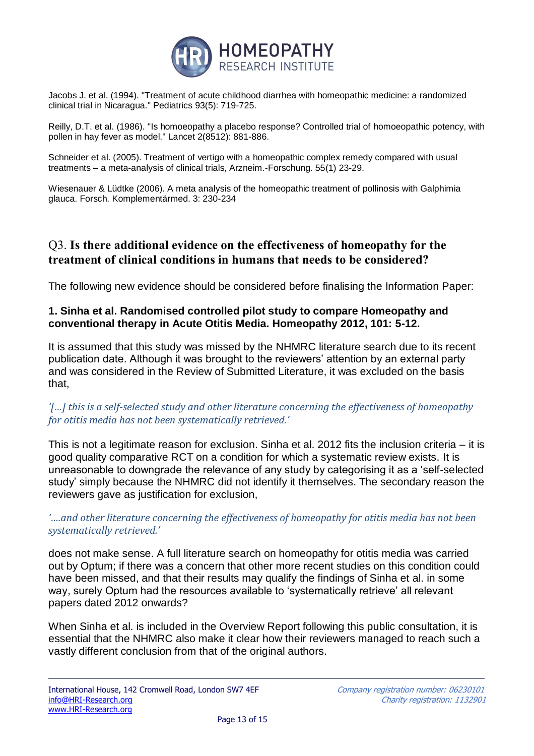Jacobs J. et al. (1994). "Treatment of acute childhood diarrhea with homeopathic medicine: a randomized clinical trial in Nicaragua." Pediatrics 93(5): 719-725.

Reilly, D.T. et al. (1986). "Is homoeopathy a placebo response? Controlled trial of homoeopathic potency, with pollen in hay fever as model." Lancet 2(8512): 881-886.

Schneider et al. (2005). Treatment of vertigo with a homeopathic complex remedy compared with usual treatments – a meta-analysis of clinical trials, Arzneim.-Forschung. 55(1) 23-29.

Wiesenauer & Lüdtke (2006). A meta analysis of the homeopathic treatment of pollinosis with Galphimia glauca. Forsch. Komplementärmed. 3: 230-234

## Q3. **Is there additional evidence on the effectiveness of homeopathy for the treatment of clinical conditions in humans that needs to be considered?**

The following new evidence should be considered before finalising the Information Paper:

### 1. Sinha et al. Randomised controlled pilot study to compare Homeopathy and conventional therapy in Acute Otitis Media. Homeopathy 2012, 101: 5-12.

It is assumed that this study was missed by the NHMRC literature search due to its recent publication date. Although it was brought to the reviewers' attention by an external party and was considered in the Review of Submitted Literature, it was excluded on the basis that,

*'[...] this is a self-selected study and other literature concerning the effectiveness of homeopathy for otitis media has not been systematically retrieved.'*

This is not a legitimate reason for exclusion. Sinha et al. 2012 fits the inclusion criteria – it is good quality comparative RCT on a condition for which a systematic review exists. It is unreasonable to downgrade the relevance of any study by categorising it as a 'self-selected study' simply because the NHMRC did not identify it themselves. The secondary reason the reviewers gave as justification for exclusion,

*'….and other literature concerning the effectiveness of homeopathy for otitis media has not been systematically retrieved.'*

does not make sense. A full literature search on homeopathy for otitis media was carried out by Optum; if there was a concern that other more recent studies on this condition could have been missed, and that their results may qualify the findings of Sinha et al. in some way, surely Optum had the resources available to 'systematically retrieve' all relevant papers dated 2012 onwards?

When Sinha et al. is included in the Overview Report following this public consultation, it is essential that the NHMRC also make it clear how their reviewers managed to reach such a vastly different conclusion from that of the original authors.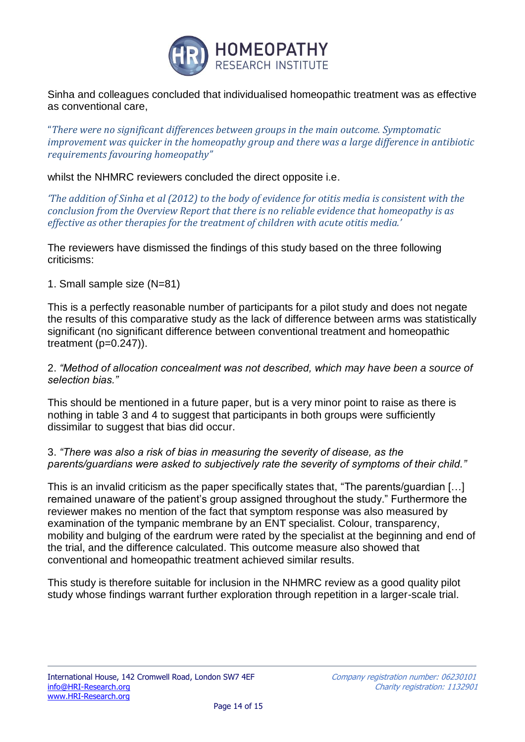Sinha and colleagues concluded that individualised homeopathic treatment was as effective as conventional care,

*"There were no significant differences between groups in the main outcome. Symptomatic improvement was quicker in the homeopathy group and there was a large difference in antibiotic requirements favouring homeopathy"*

whilst the NHMRC reviewers concluded the direct opposite i.e.

*'The addition of Sinha et al (2012) to the body of evidence for otitis media is consistent with the conclusion from the Overview Report that there is no reliable evidence that homeopathy is as effective as other therapies for the treatment of children with acute otitis media.'*

The reviewers have dismissed the findings of this study based on the three following criticisms:

1. Small sample size (N=81)

This is a perfectly reasonable number of participants for a pilot study and does not negate the results of this comparative study as the lack of difference between arms was statistically significant (no significant difference between conventional treatment and homeopathic treatment ($p=0.247$)).

2. *"Method of allocation concealment was not described, which may have been a source of selection bias."*

This should be mentioned in a future paper, but is a very minor point to raise as there is nothing in table 3 and 4 to suggest that participants in both groups were sufficiently dissimilar to suggest that bias did occur.

3. *"There was also a risk of bias in measuring the severity of disease, as the parents/guardians were asked to subjectively rate the severity of symptoms of their child."*

This is an invalid criticism as the paper specifically states that, "The parents/guardian […] remained unaware of the patient's group assigned throughout the study." Furthermore the reviewer makes no mention of the fact that symptom response was also measured by examination of the tympanic membrane by an ENT specialist. Colour, transparency, mobility and bulging of the eardrum were rated by the specialist at the beginning and end of the trial, and the difference calculated. This outcome measure also showed that conventional and homeopathic treatment achieved similar results.

This study is therefore suitable for inclusion in the NHMRC review as a good quality pilot study whose findings warrant further exploration through repetition in a larger-scale trial.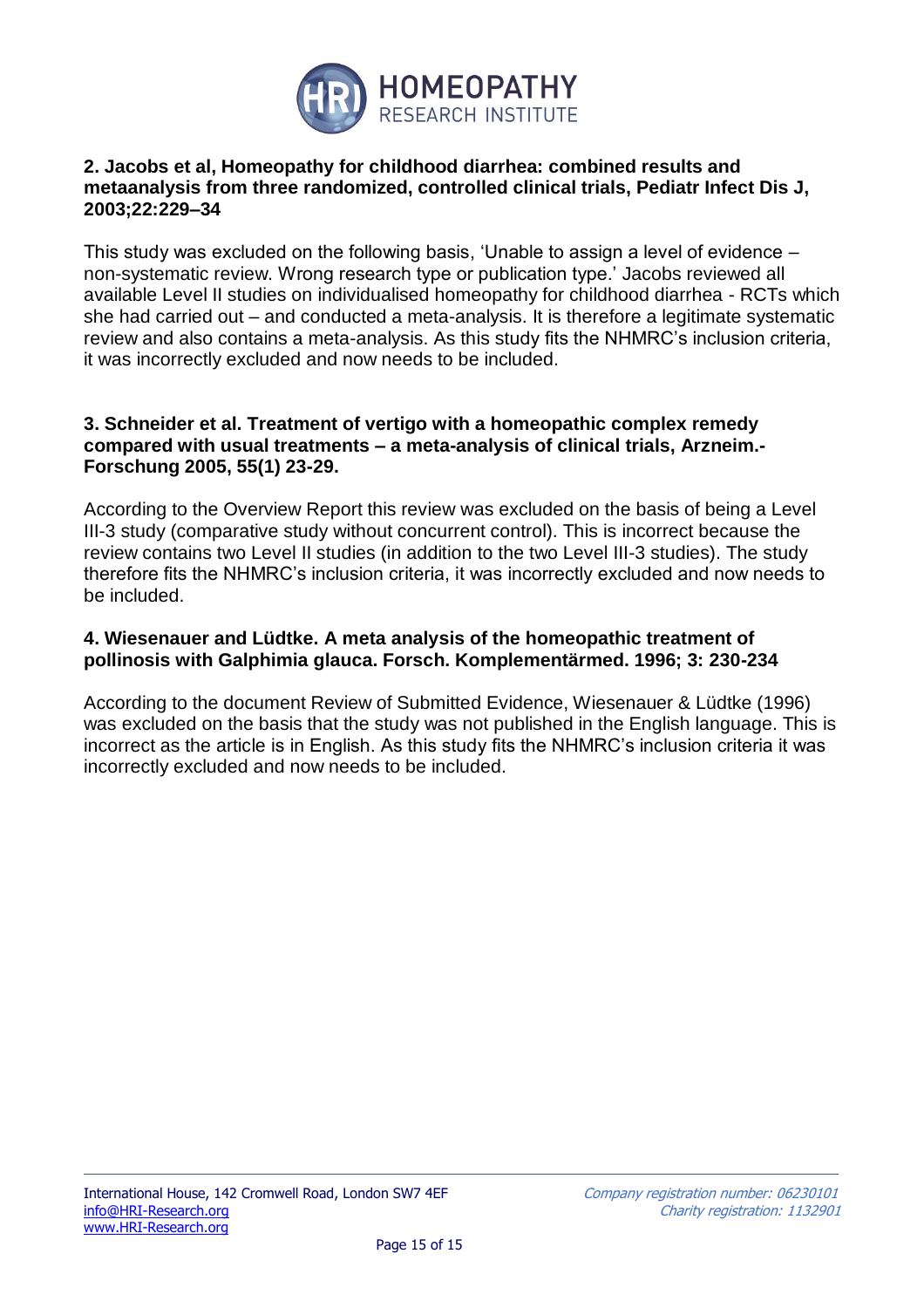**2. Jacobs et al, Homeopathy for childhood diarrhea: combined results and metaanalysis from three randomized, controlled clinical trials, Pediatr Infect Dis J, 2003;22:229–34**

This study was excluded on the following basis, 'Unable to assign a level of evidence – non-systematic review. Wrong research type or publication type.' Jacobs reviewed all available Level II studies on individualised homeopathy for childhood diarrhea - RCTs which she had carried out – and conducted a meta-analysis. It is therefore a legitimate systematic review and also contains a meta-analysis. As this study fits the NHMRC's inclusion criteria, it was incorrectly excluded and now needs to be included.

**3. Schneider et al. Treatment of vertigo with a homeopathic complex remedy compared with usual treatments – a meta-analysis of clinical trials, Arzneim.-Forschung 2005, 55(1) 23-29.**

According to the Overview Report this review was excluded on the basis of being a Level III-3 study (comparative study without concurrent control). This is incorrect because the review contains two Level II studies (in addition to the two Level III-3 studies). The study therefore fits the NHMRC's inclusion criteria, it was incorrectly excluded and now needs to be included.

**4. Wiesenauer and Lüdtke. A meta analysis of the homeopathic treatment of pollinosis with Galphimia glauca. Forsch. Komplementärmed. 1996; 3: 230-234**

According to the document Review of Submitted Evidence, Wiesenauer & Lüdtke (1996) was excluded on the basis that the study was not published in the English language. This is incorrect as the article is in English. As this study fits the NHMRC's inclusion criteria it was incorrectly excluded and now needs to be included.